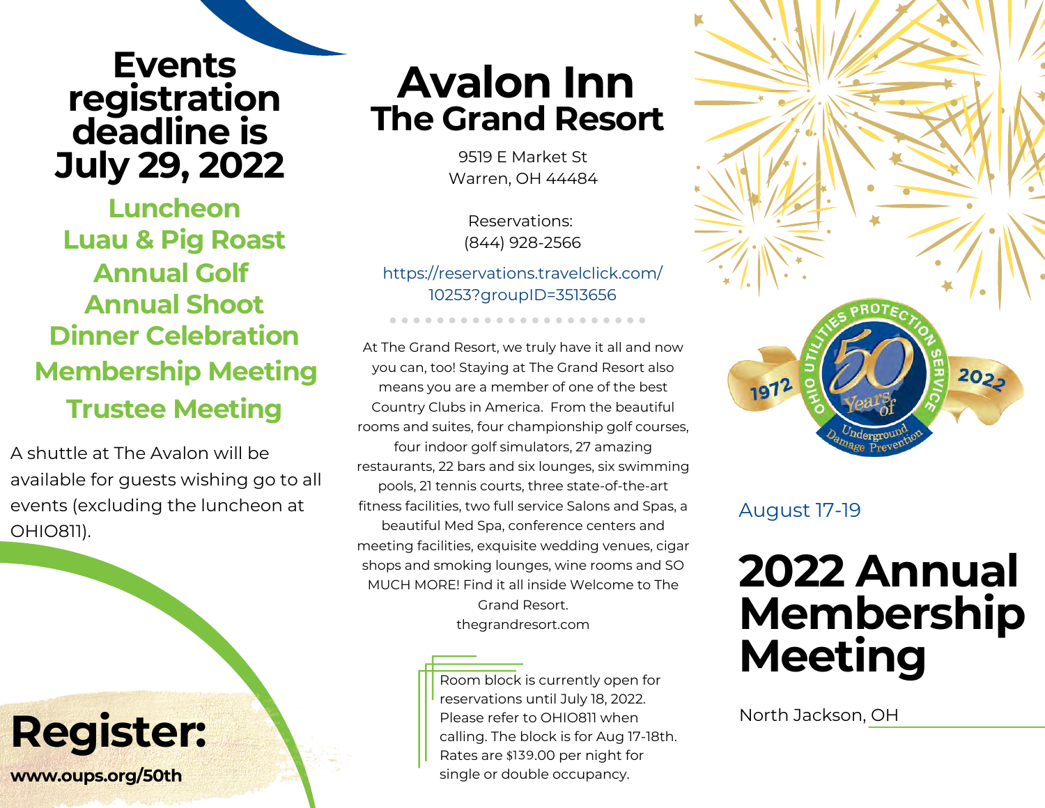# Events registration deadline is July 29, 2022

**Luncheon**
**Luau & Pig Roast**
**Annual Golf**
**Annual Shoot**
**Dinner Celebration**
**Membership Meeting**
**Trustee Meeting**

A shuttle at The Avalon will be available for guests wishing go to all events (excluding the luncheon at OHIO811).

## Register:

**www.oups.org/50th**

# Avalon Inn
## The Grand Resort

9519 E Market St
Warren, OH 44484

Reservations:
(844) 928-2566

https://reservations.travelclick.com/10253?groupID=3513656

At The Grand Resort, we truly have it all and now you can, too! Staying at The Grand Resort also means you are a member of one of the best Country Clubs in America. From the beautiful rooms and suites, four championship golf courses, four indoor golf simulators, 27 amazing restaurants, 22 bars and six lounges, six swimming pools, 21 tennis courts, three state-of-the-art fitness facilities, two full service Salons and Spas, a beautiful Med Spa, conference centers and meeting facilities, exquisite wedding venues, cigar shops and smoking lounges, wine rooms and SO MUCH MORE! Find it all inside Welcome to The Grand Resort.
thegrandresort.com

Room block is currently open for reservations until July 18, 2022. Please refer to OHIO811 when calling. The block is for Aug 17-18th. Rates are $139.00 per night for single or double occupancy.

Ohio Utilities Protection Service — 1972 — 50 Years of Underground Damage Prevention — 2022

August 17-19

# 2022 Annual Membership Meeting

North Jackson, OH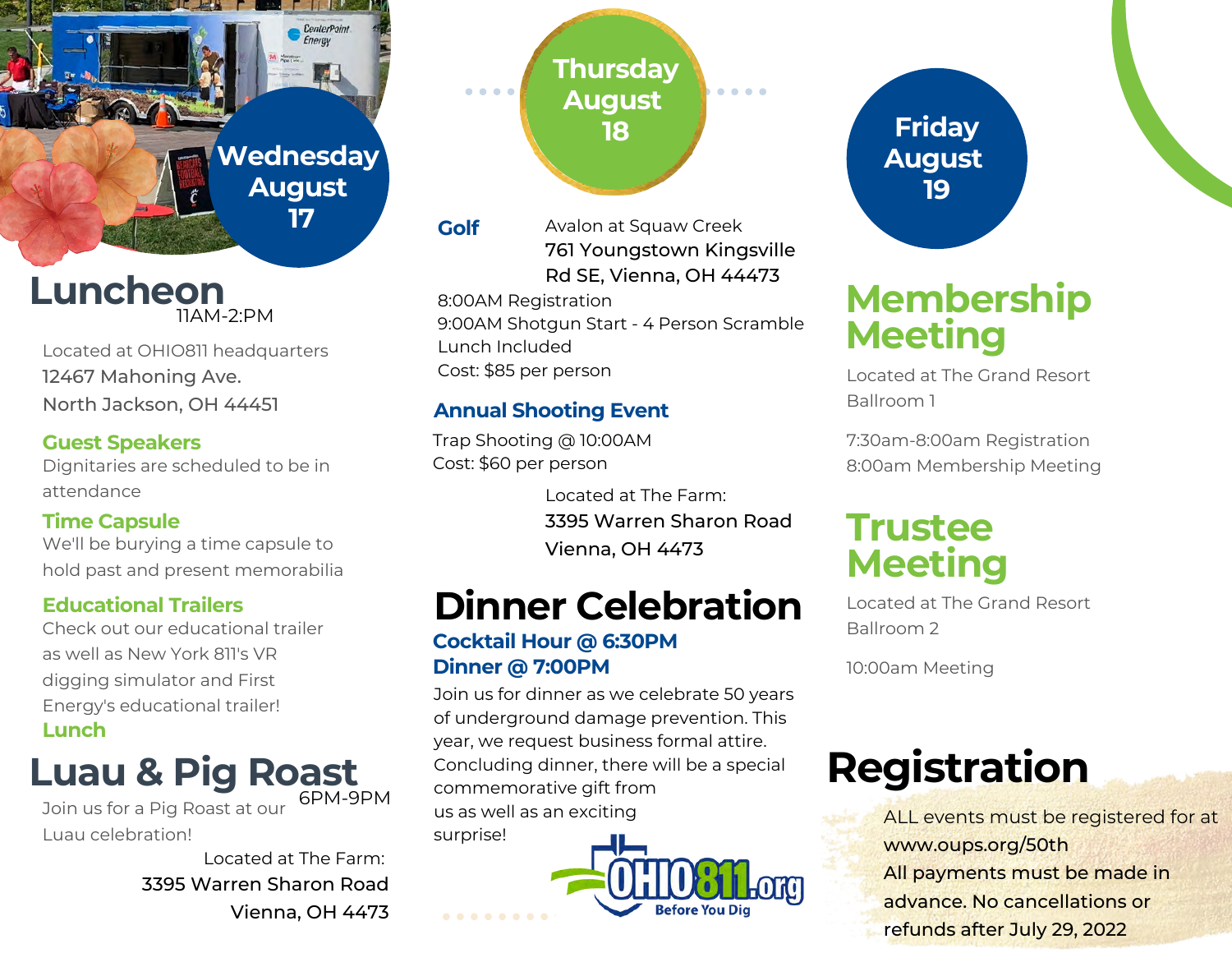## Wednesday August 17

# Luncheon

11AM-2:PM

Located at OHIO811 headquarters
12467 Mahoning Ave.
North Jackson, OH 44451

**Guest Speakers**
Dignitaries are scheduled to be in attendance

**Time Capsule**
We'll be burying a time capsule to hold past and present memorabilia

**Educational Trailers**
Check out our educational trailer as well as New York 811's VR digging simulator and First Energy's educational trailer!

**Lunch**

# Luau & Pig Roast

6PM-9PM

Join us for a Pig Roast at our Luau celebration!

Located at The Farm:
3395 Warren Sharon Road
Vienna, OH 4473

## Thursday August 18

**Golf**

Avalon at Squaw Creek
761 Youngstown Kingsville Rd SE, Vienna, OH 44473

8:00AM Registration
9:00AM Shotgun Start - 4 Person Scramble
Lunch Included
Cost: $85 per person

**Annual Shooting Event**

Trap Shooting @ 10:00AM
Cost: $60 per person

Located at The Farm:
3395 Warren Sharon Road
Vienna, OH 4473

# Dinner Celebration

**Cocktail Hour @ 6:30PM**
**Dinner @ 7:00PM**

Join us for dinner as we celebrate 50 years of underground damage prevention. This year, we request business formal attire. Concluding dinner, there will be a special commemorative gift from us as well as an exciting surprise!

OHIO811.org Before You Dig

## Friday August 19

# Membership Meeting

Located at The Grand Resort Ballroom 1

7:30am-8:00am Registration
8:00am Membership Meeting

# Trustee Meeting

Located at The Grand Resort Ballroom 2

10:00am Meeting

# Registration

ALL events must be registered for at www.oups.org/50th
All payments must be made in advance. No cancellations or refunds after July 29, 2022